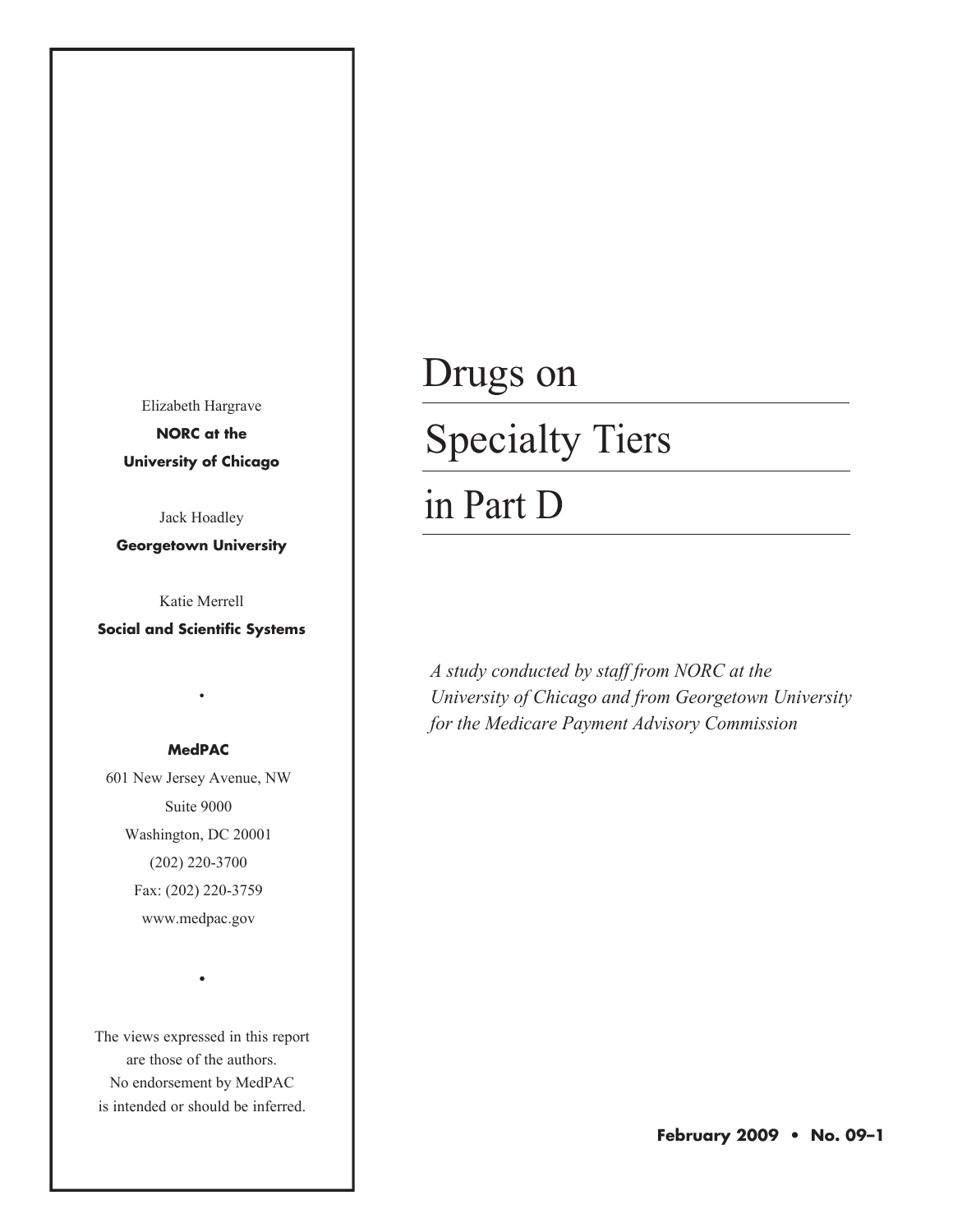# Drugs on Specialty Tiers in Part D

*A study conducted by staff from NORC at the University of Chicago and from Georgetown University for the Medicare Payment Advisory Commission*

Elizabeth Hargrave
**NORC at the University of Chicago**

Jack Hoadley
**Georgetown University**

Katie Merrell
**Social and Scientific Systems**

•

**MedPAC**
601 New Jersey Avenue, NW
Suite 9000
Washington, DC 20001
(202) 220-3700
Fax: (202) 220-3759
www.medpac.gov

•

The views expressed in this report are those of the authors. No endorsement by MedPAC is intended or should be inferred.

**February 2009 • No. 09–1**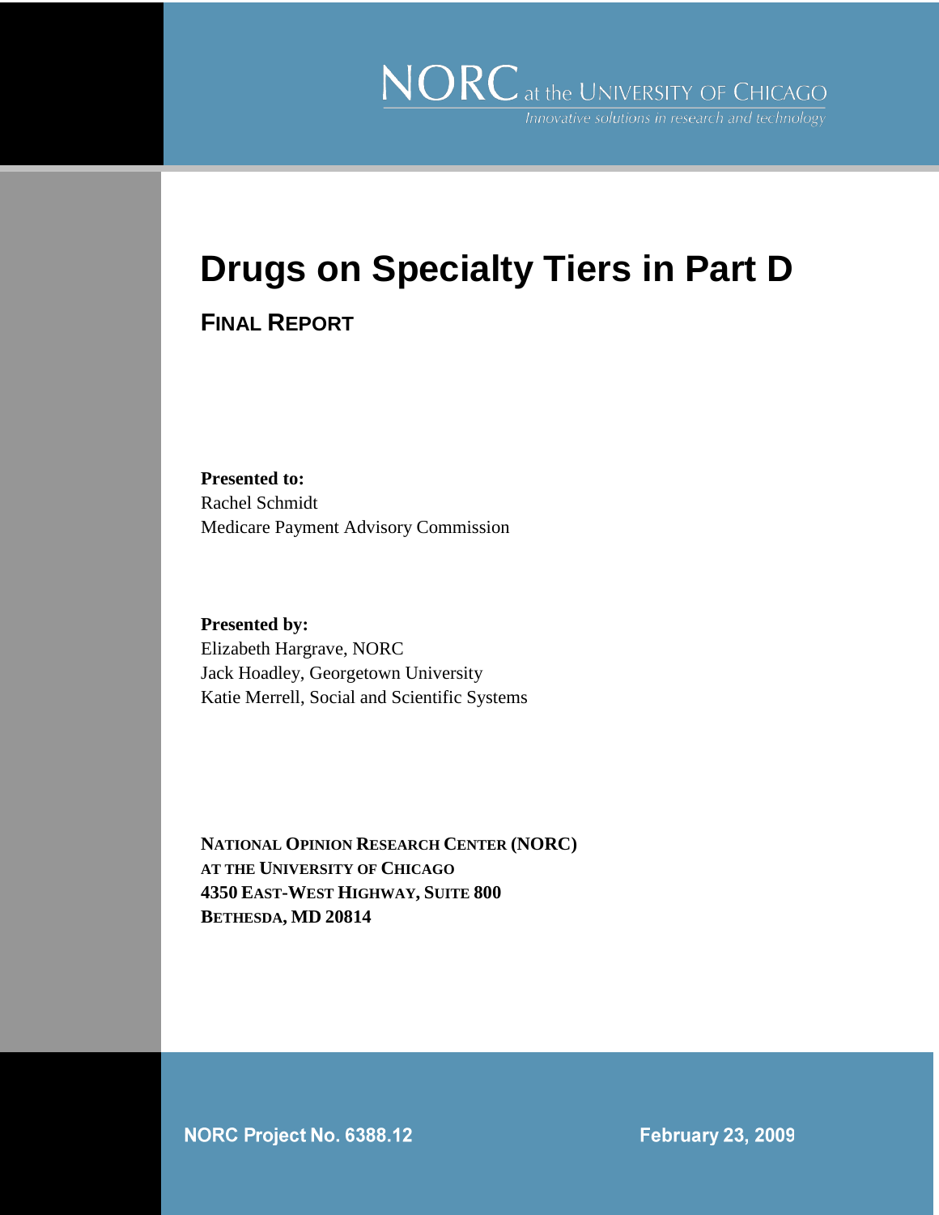NORC at the UNIVERSITY OF CHICAGO

*Innovative solutions in research and technology*

# Drugs on Specialty Tiers in Part D

## FINAL REPORT

**Presented to:**
Rachel Schmidt
Medicare Payment Advisory Commission

**Presented by:**
Elizabeth Hargrave, NORC
Jack Hoadley, Georgetown University
Katie Merrell, Social and Scientific Systems

**NATIONAL OPINION RESEARCH CENTER (NORC)**
**AT THE UNIVERSITY OF CHICAGO**
**4350 EAST-WEST HIGHWAY, SUITE 800**
**BETHESDA, MD 20814**

**NORC Project No. 6388.12**

**February 23, 2009**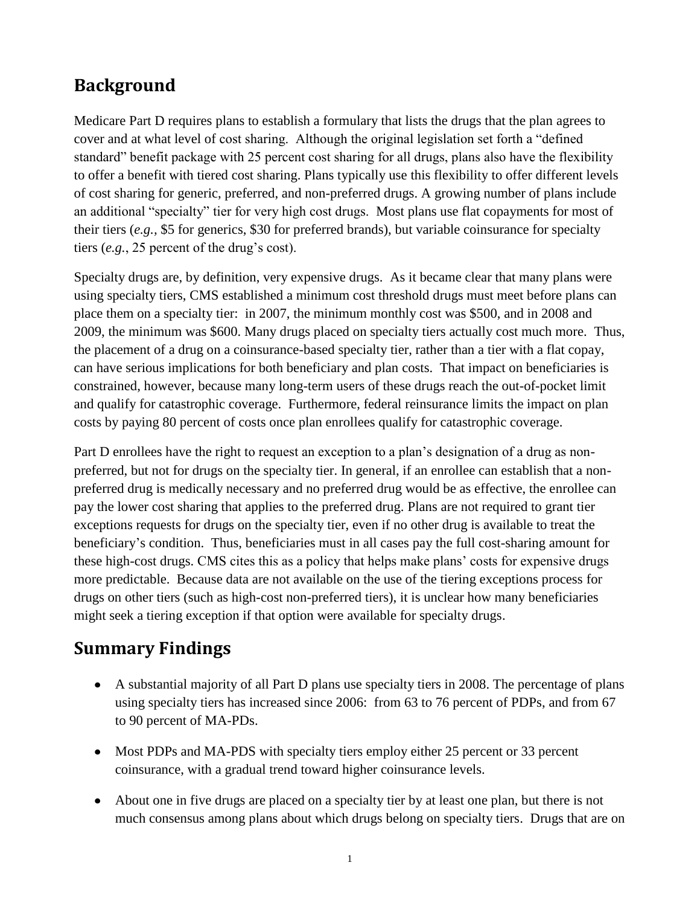## Background

Medicare Part D requires plans to establish a formulary that lists the drugs that the plan agrees to cover and at what level of cost sharing. Although the original legislation set forth a "defined standard" benefit package with 25 percent cost sharing for all drugs, plans also have the flexibility to offer a benefit with tiered cost sharing. Plans typically use this flexibility to offer different levels of cost sharing for generic, preferred, and non-preferred drugs. A growing number of plans include an additional "specialty" tier for very high cost drugs. Most plans use flat copayments for most of their tiers (*e.g.,* $5 for generics, $30 for preferred brands), but variable coinsurance for specialty tiers (*e.g.*, 25 percent of the drug's cost).

Specialty drugs are, by definition, very expensive drugs. As it became clear that many plans were using specialty tiers, CMS established a minimum cost threshold drugs must meet before plans can place them on a specialty tier: in 2007, the minimum monthly cost was $500, and in 2008 and 2009, the minimum was $600. Many drugs placed on specialty tiers actually cost much more. Thus, the placement of a drug on a coinsurance-based specialty tier, rather than a tier with a flat copay, can have serious implications for both beneficiary and plan costs. That impact on beneficiaries is constrained, however, because many long-term users of these drugs reach the out-of-pocket limit and qualify for catastrophic coverage. Furthermore, federal reinsurance limits the impact on plan costs by paying 80 percent of costs once plan enrollees qualify for catastrophic coverage.

Part D enrollees have the right to request an exception to a plan's designation of a drug as non-preferred, but not for drugs on the specialty tier. In general, if an enrollee can establish that a non-preferred drug is medically necessary and no preferred drug would be as effective, the enrollee can pay the lower cost sharing that applies to the preferred drug. Plans are not required to grant tier exceptions requests for drugs on the specialty tier, even if no other drug is available to treat the beneficiary's condition. Thus, beneficiaries must in all cases pay the full cost-sharing amount for these high-cost drugs. CMS cites this as a policy that helps make plans' costs for expensive drugs more predictable. Because data are not available on the use of the tiering exceptions process for drugs on other tiers (such as high-cost non-preferred tiers), it is unclear how many beneficiaries might seek a tiering exception if that option were available for specialty drugs.

## Summary Findings

- A substantial majority of all Part D plans use specialty tiers in 2008. The percentage of plans using specialty tiers has increased since 2006: from 63 to 76 percent of PDPs, and from 67 to 90 percent of MA-PDs.
- Most PDPs and MA-PDS with specialty tiers employ either 25 percent or 33 percent coinsurance, with a gradual trend toward higher coinsurance levels.
- About one in five drugs are placed on a specialty tier by at least one plan, but there is not much consensus among plans about which drugs belong on specialty tiers. Drugs that are on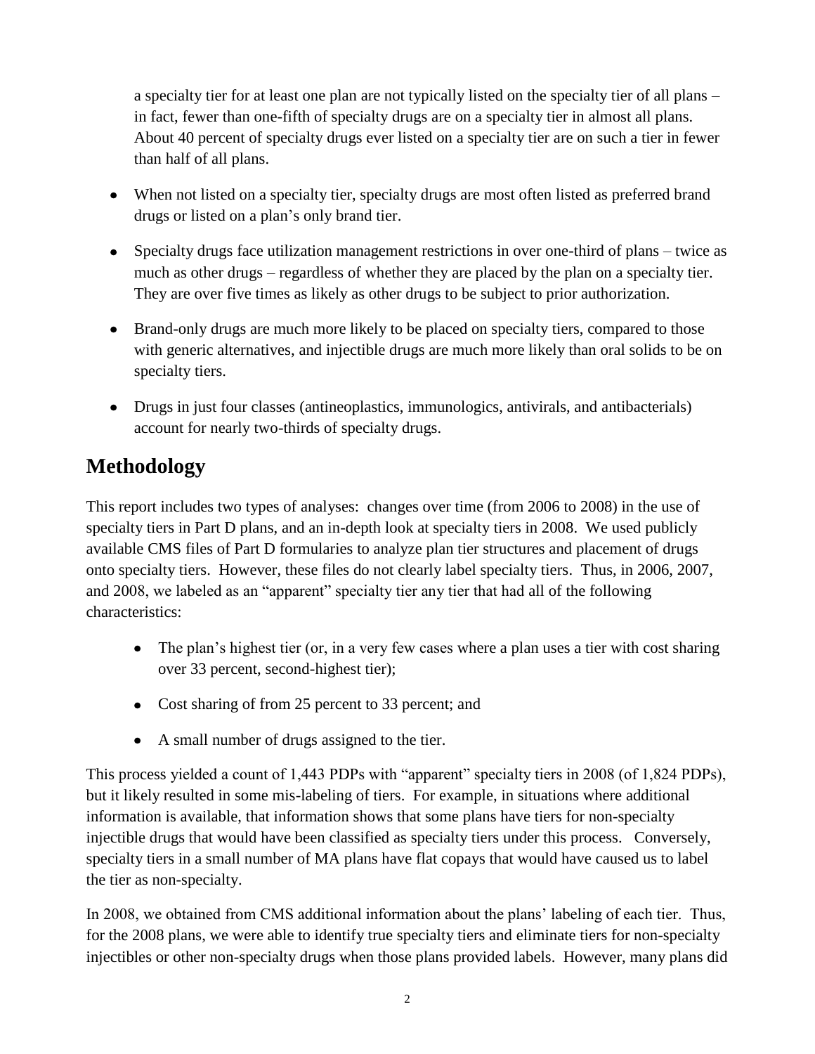a specialty tier for at least one plan are not typically listed on the specialty tier of all plans – in fact, fewer than one-fifth of specialty drugs are on a specialty tier in almost all plans. About 40 percent of specialty drugs ever listed on a specialty tier are on such a tier in fewer than half of all plans.

- When not listed on a specialty tier, specialty drugs are most often listed as preferred brand drugs or listed on a plan's only brand tier.
- Specialty drugs face utilization management restrictions in over one-third of plans – twice as much as other drugs – regardless of whether they are placed by the plan on a specialty tier. They are over five times as likely as other drugs to be subject to prior authorization.
- Brand-only drugs are much more likely to be placed on specialty tiers, compared to those with generic alternatives, and injectible drugs are much more likely than oral solids to be on specialty tiers.
- Drugs in just four classes (antineoplastics, immunologics, antivirals, and antibacterials) account for nearly two-thirds of specialty drugs.

## Methodology

This report includes two types of analyses: changes over time (from 2006 to 2008) in the use of specialty tiers in Part D plans, and an in-depth look at specialty tiers in 2008. We used publicly available CMS files of Part D formularies to analyze plan tier structures and placement of drugs onto specialty tiers. However, these files do not clearly label specialty tiers. Thus, in 2006, 2007, and 2008, we labeled as an "apparent" specialty tier any tier that had all of the following characteristics:

- The plan's highest tier (or, in a very few cases where a plan uses a tier with cost sharing over 33 percent, second-highest tier);
- Cost sharing of from 25 percent to 33 percent; and
- A small number of drugs assigned to the tier.

This process yielded a count of 1,443 PDPs with "apparent" specialty tiers in 2008 (of 1,824 PDPs), but it likely resulted in some mis-labeling of tiers. For example, in situations where additional information is available, that information shows that some plans have tiers for non-specialty injectible drugs that would have been classified as specialty tiers under this process. Conversely, specialty tiers in a small number of MA plans have flat copays that would have caused us to label the tier as non-specialty.

In 2008, we obtained from CMS additional information about the plans' labeling of each tier. Thus, for the 2008 plans, we were able to identify true specialty tiers and eliminate tiers for non-specialty injectibles or other non-specialty drugs when those plans provided labels. However, many plans did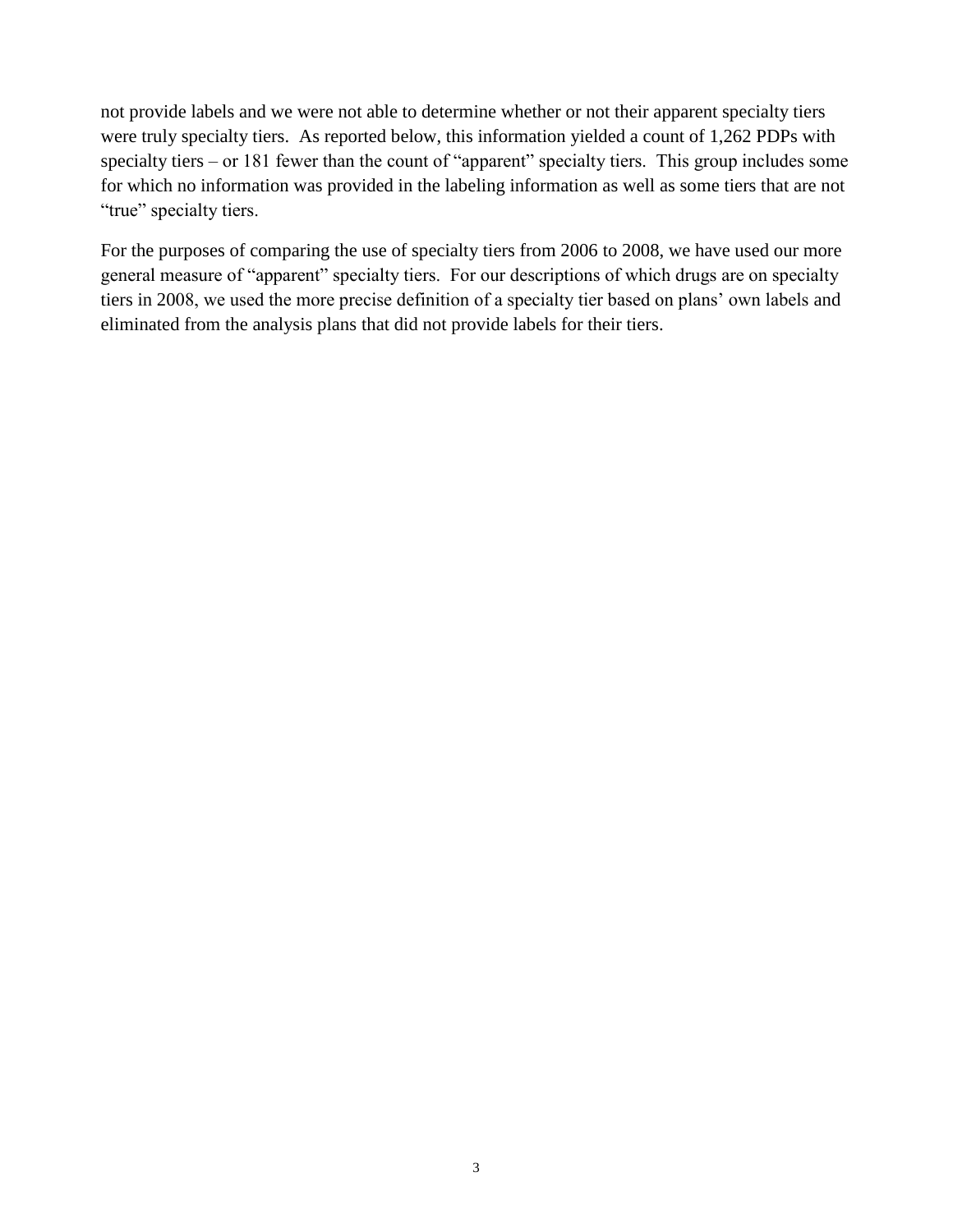not provide labels and we were not able to determine whether or not their apparent specialty tiers were truly specialty tiers. As reported below, this information yielded a count of 1,262 PDPs with specialty tiers – or 181 fewer than the count of "apparent" specialty tiers. This group includes some for which no information was provided in the labeling information as well as some tiers that are not "true" specialty tiers.

For the purposes of comparing the use of specialty tiers from 2006 to 2008, we have used our more general measure of "apparent" specialty tiers. For our descriptions of which drugs are on specialty tiers in 2008, we used the more precise definition of a specialty tier based on plans' own labels and eliminated from the analysis plans that did not provide labels for their tiers.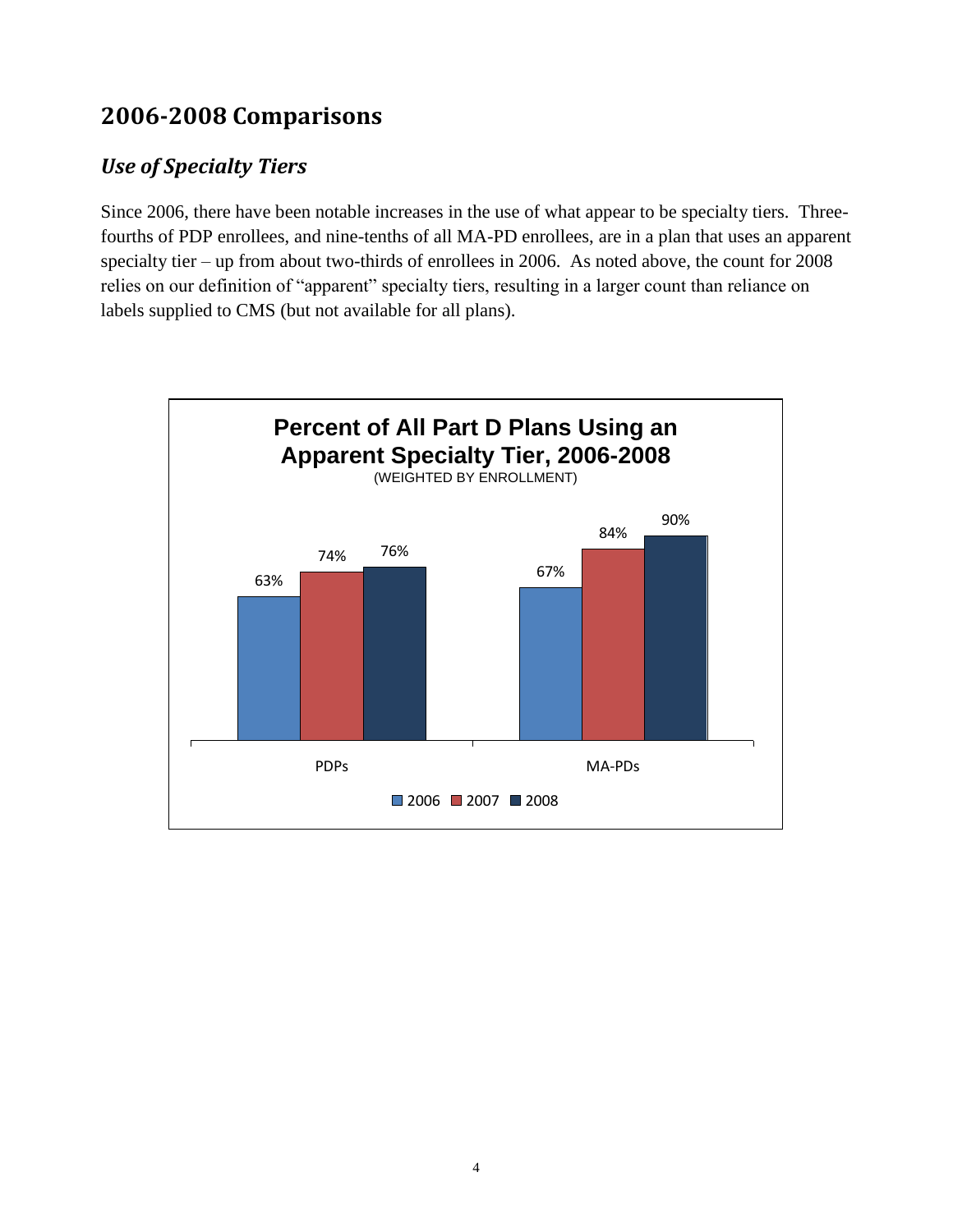## 2006-2008 Comparisons

### *Use of Specialty Tiers*

Since 2006, there have been notable increases in the use of what appear to be specialty tiers. Three-fourths of PDP enrollees, and nine-tenths of all MA-PD enrollees, are in a plan that uses an apparent specialty tier – up from about two-thirds of enrollees in 2006. As noted above, the count for 2008 relies on our definition of "apparent" specialty tiers, resulting in a larger count than reliance on labels supplied to CMS (but not available for all plans).

**Percent of All Part D Plans Using an Apparent Specialty Tier, 2006-2008**
(WEIGHTED BY ENROLLMENT)

| | 2006 | 2007 | 2008 |
|---|---|---|---|
| PDPs | 63% | 74% | 76% |
| MA-PDs | 67% | 84% | 90% |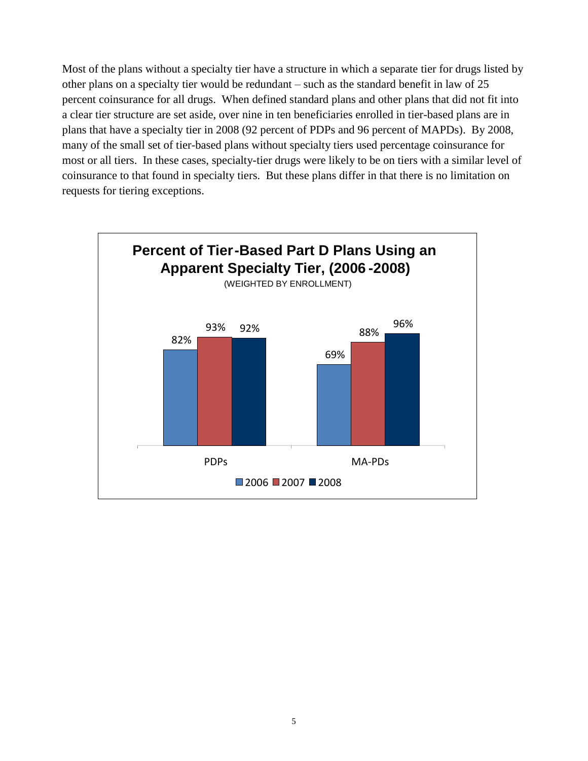Most of the plans without a specialty tier have a structure in which a separate tier for drugs listed by other plans on a specialty tier would be redundant – such as the standard benefit in law of 25 percent coinsurance for all drugs. When defined standard plans and other plans that did not fit into a clear tier structure are set aside, over nine in ten beneficiaries enrolled in tier-based plans are in plans that have a specialty tier in 2008 (92 percent of PDPs and 96 percent of MAPDs). By 2008, many of the small set of tier-based plans without specialty tiers used percentage coinsurance for most or all tiers. In these cases, specialty-tier drugs were likely to be on tiers with a similar level of coinsurance to that found in specialty tiers. But these plans differ in that there is no limitation on requests for tiering exceptions.

**Percent of Tier-Based Part D Plans Using an Apparent Specialty Tier, (2006-2008)**

(WEIGHTED BY ENROLLMENT)

| | 2006 | 2007 | 2008 |
|---|---|---|---|
| PDPs | 82% | 93% | 92% |
| MA-PDs | 69% | 88% | 96% |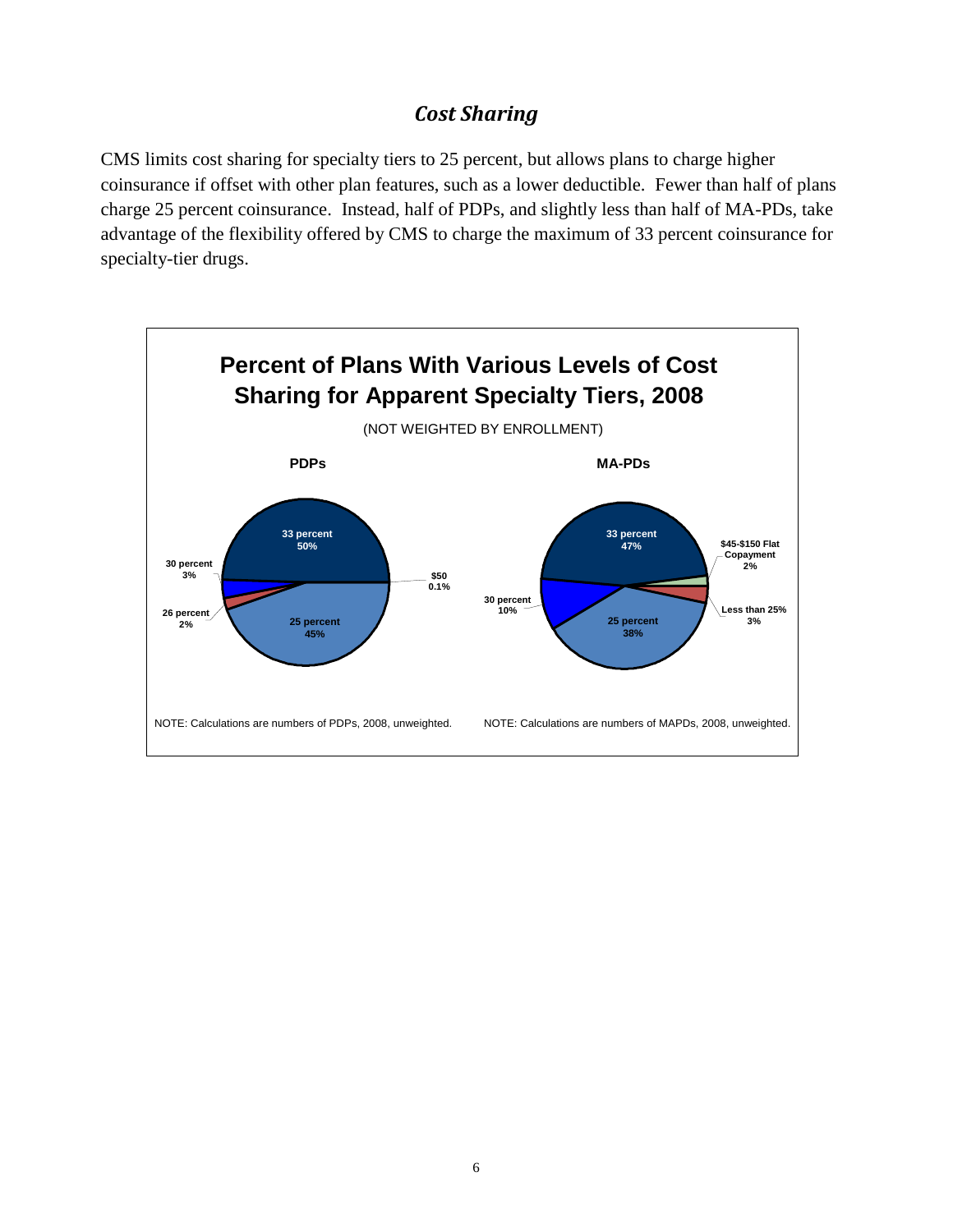## *Cost Sharing*

CMS limits cost sharing for specialty tiers to 25 percent, but allows plans to charge higher coinsurance if offset with other plan features, such as a lower deductible. Fewer than half of plans charge 25 percent coinsurance. Instead, half of PDPs, and slightly less than half of MA-PDs, take advantage of the flexibility offered by CMS to charge the maximum of 33 percent coinsurance for specialty-tier drugs.

**Percent of Plans With Various Levels of Cost Sharing for Apparent Specialty Tiers, 2008**

(NOT WEIGHTED BY ENROLLMENT)

**PDPs**

| Cost Sharing | Percent of Plans |
|---|---|
| 33 percent | 50% |
| 30 percent | 3% |
| 26 percent | 2% |
| 25 percent | 45% |
| \$50 | 0.1% |

NOTE: Calculations are numbers of PDPs, 2008, unweighted.

**MA-PDs**

| Cost Sharing | Percent of Plans |
|---|---|
| 33 percent | 47% |
| \$45-\$150 Flat Copayment | 2% |
| Less than 25% | 3% |
| 25 percent | 38% |
| 30 percent | 10% |

NOTE: Calculations are numbers of MAPDs, 2008, unweighted.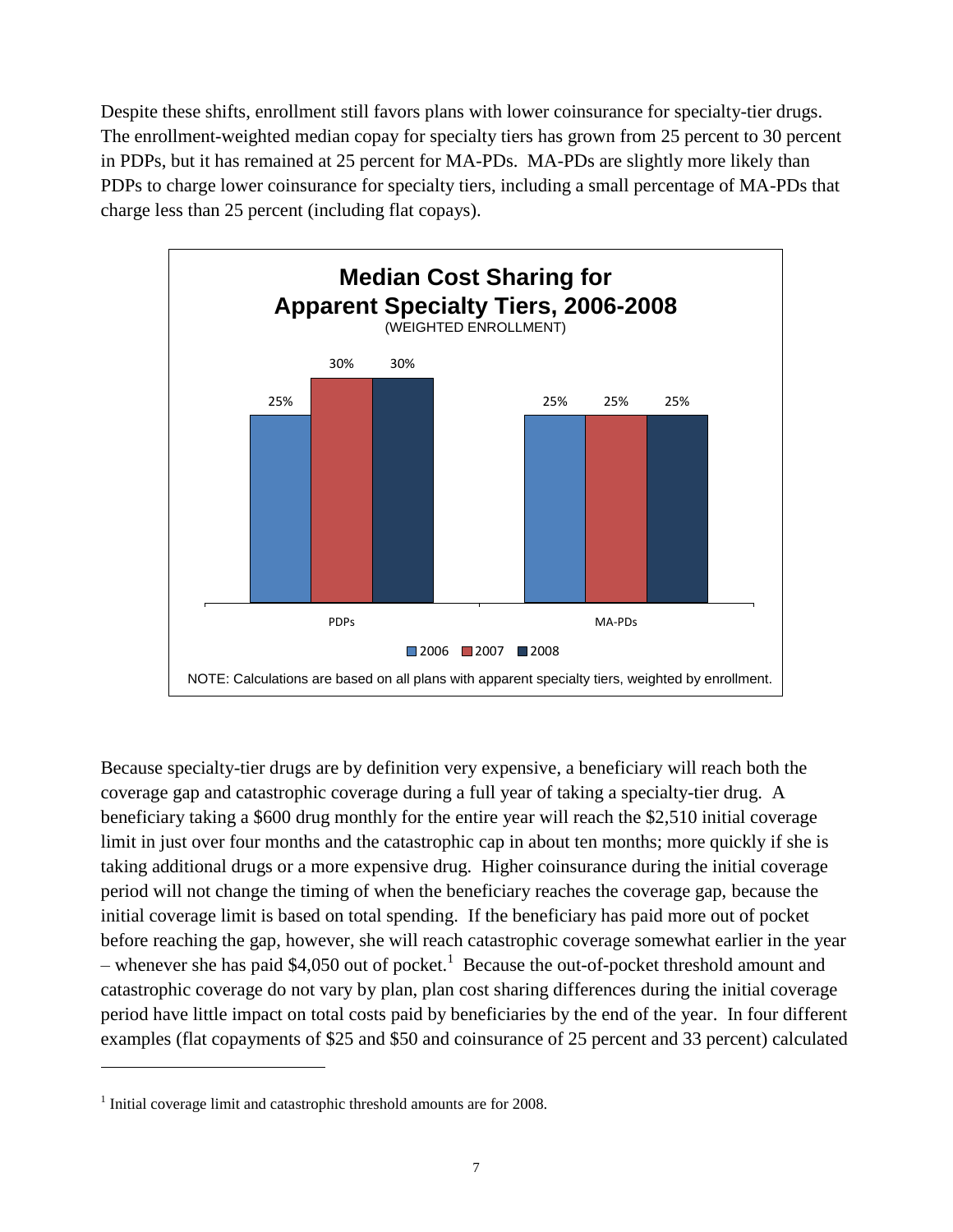Despite these shifts, enrollment still favors plans with lower coinsurance for specialty-tier drugs. The enrollment-weighted median copay for specialty tiers has grown from 25 percent to 30 percent in PDPs, but it has remained at 25 percent for MA-PDs. MA-PDs are slightly more likely than PDPs to charge lower coinsurance for specialty tiers, including a small percentage of MA-PDs that charge less than 25 percent (including flat copays).

**Median Cost Sharing for Apparent Specialty Tiers, 2006-2008**
(WEIGHTED ENROLLMENT)

| | 2006 | 2007 | 2008 |
|---|---|---|---|
| PDPs | 25% | 30% | 30% |
| MA-PDs | 25% | 25% | 25% |

NOTE: Calculations are based on all plans with apparent specialty tiers, weighted by enrollment.

Because specialty-tier drugs are by definition very expensive, a beneficiary will reach both the coverage gap and catastrophic coverage during a full year of taking a specialty-tier drug. A beneficiary taking a $600 drug monthly for the entire year will reach the $2,510 initial coverage limit in just over four months and the catastrophic cap in about ten months; more quickly if she is taking additional drugs or a more expensive drug. Higher coinsurance during the initial coverage period will not change the timing of when the beneficiary reaches the coverage gap, because the initial coverage limit is based on total spending. If the beneficiary has paid more out of pocket before reaching the gap, however, she will reach catastrophic coverage somewhat earlier in the year – whenever she has paid $4,050 out of pocket.[1] Because the out-of-pocket threshold amount and catastrophic coverage do not vary by plan, plan cost sharing differences during the initial coverage period have little impact on total costs paid by beneficiaries by the end of the year. In four different examples (flat copayments of $25 and $50 and coinsurance of 25 percent and 33 percent) calculated

[1] Initial coverage limit and catastrophic threshold amounts are for 2008.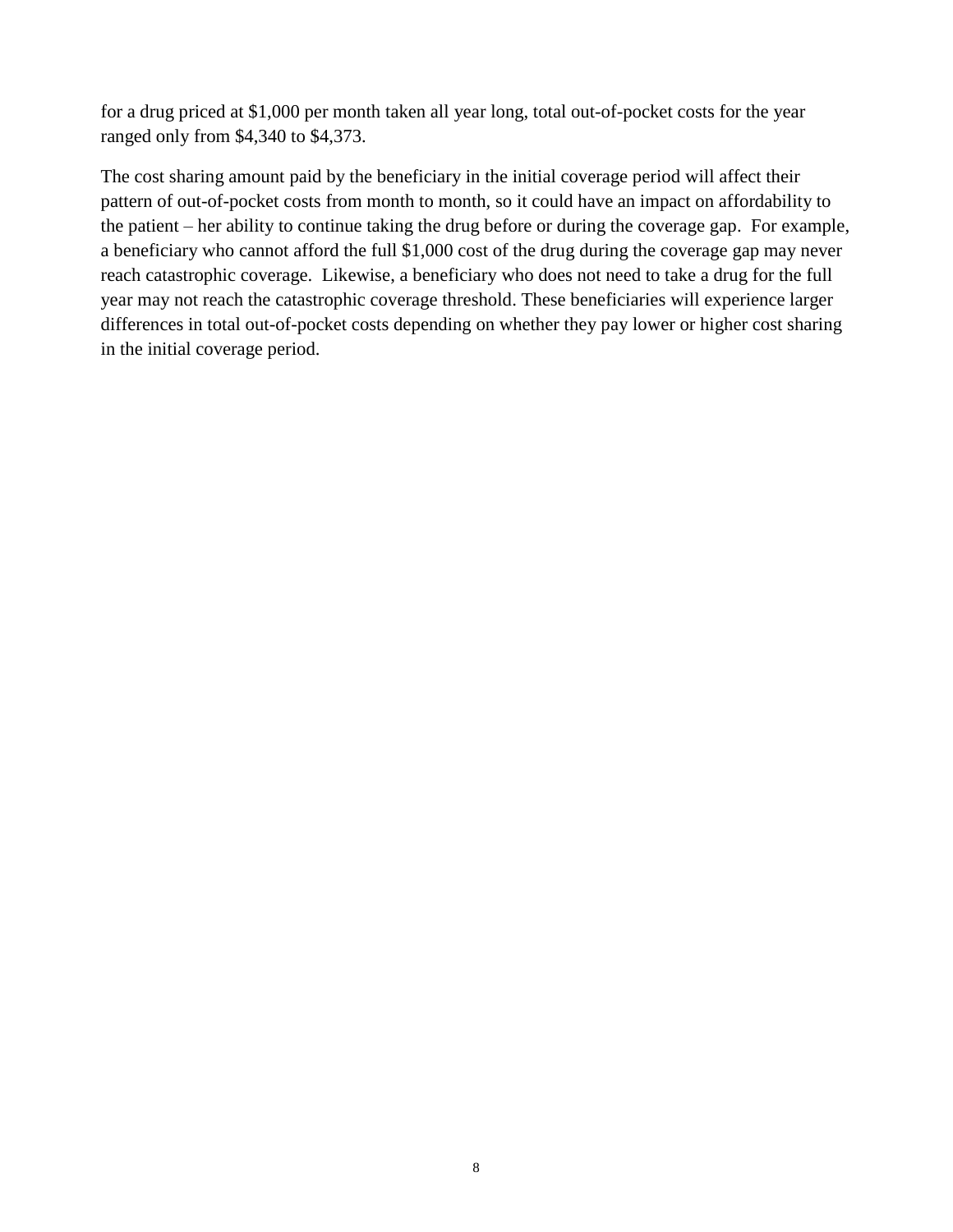for a drug priced at $1,000 per month taken all year long, total out-of-pocket costs for the year ranged only from $4,340 to $4,373.

The cost sharing amount paid by the beneficiary in the initial coverage period will affect their pattern of out-of-pocket costs from month to month, so it could have an impact on affordability to the patient – her ability to continue taking the drug before or during the coverage gap. For example, a beneficiary who cannot afford the full $1,000 cost of the drug during the coverage gap may never reach catastrophic coverage. Likewise, a beneficiary who does not need to take a drug for the full year may not reach the catastrophic coverage threshold. These beneficiaries will experience larger differences in total out-of-pocket costs depending on whether they pay lower or higher cost sharing in the initial coverage period.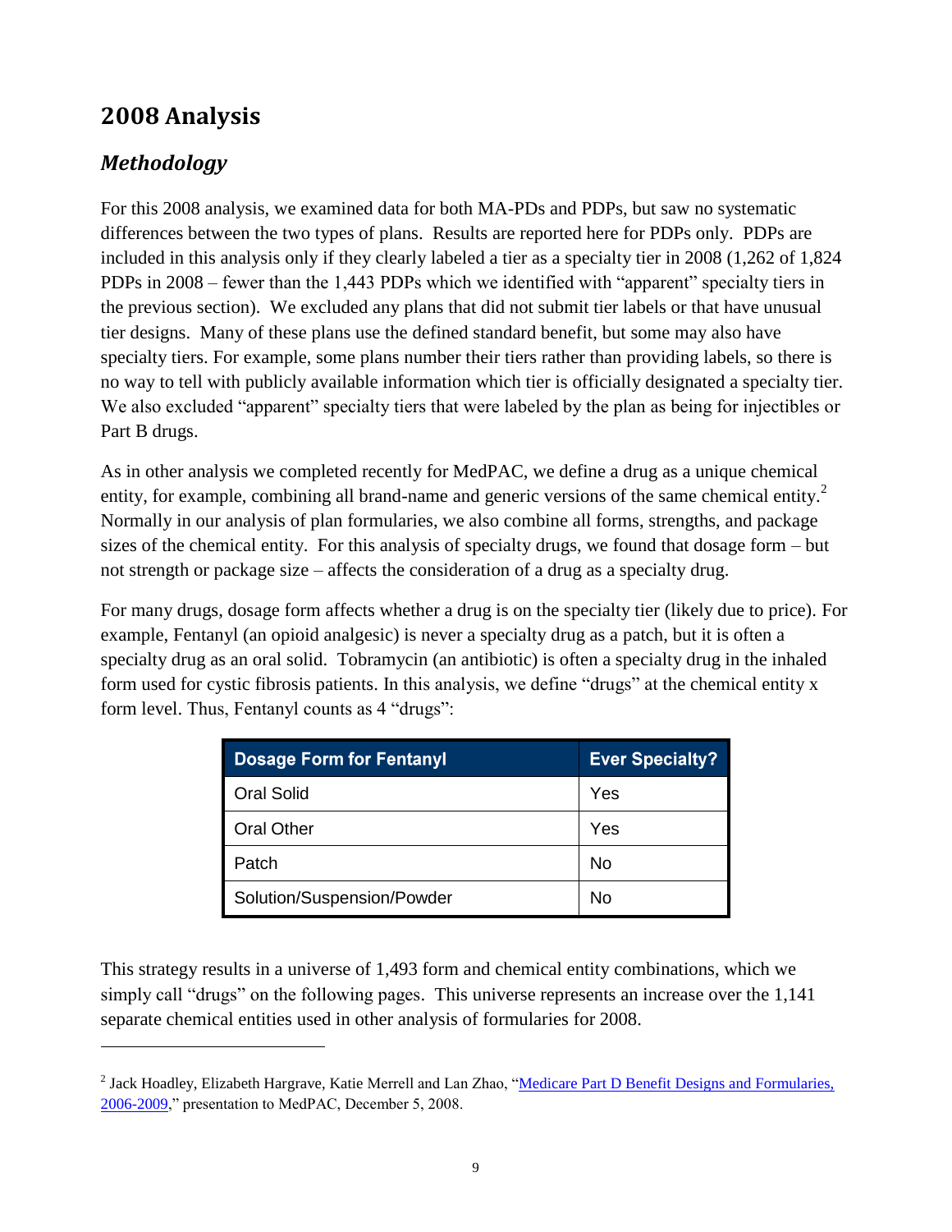## 2008 Analysis

### *Methodology*

For this 2008 analysis, we examined data for both MA-PDs and PDPs, but saw no systematic differences between the two types of plans. Results are reported here for PDPs only. PDPs are included in this analysis only if they clearly labeled a tier as a specialty tier in 2008 (1,262 of 1,824 PDPs in 2008 – fewer than the 1,443 PDPs which we identified with "apparent" specialty tiers in the previous section). We excluded any plans that did not submit tier labels or that have unusual tier designs. Many of these plans use the defined standard benefit, but some may also have specialty tiers. For example, some plans number their tiers rather than providing labels, so there is no way to tell with publicly available information which tier is officially designated a specialty tier. We also excluded "apparent" specialty tiers that were labeled by the plan as being for injectibles or Part B drugs.

As in other analysis we completed recently for MedPAC, we define a drug as a unique chemical entity, for example, combining all brand-name and generic versions of the same chemical entity.[2] Normally in our analysis of plan formularies, we also combine all forms, strengths, and package sizes of the chemical entity. For this analysis of specialty drugs, we found that dosage form – but not strength or package size – affects the consideration of a drug as a specialty drug.

For many drugs, dosage form affects whether a drug is on the specialty tier (likely due to price). For example, Fentanyl (an opioid analgesic) is never a specialty drug as a patch, but it is often a specialty drug as an oral solid. Tobramycin (an antibiotic) is often a specialty drug in the inhaled form used for cystic fibrosis patients. In this analysis, we define "drugs" at the chemical entity x form level. Thus, Fentanyl counts as 4 "drugs":

| Dosage Form for Fentanyl | Ever Specialty? |
|---|---|
| Oral Solid | Yes |
| Oral Other | Yes |
| Patch | No |
| Solution/Suspension/Powder | No |

This strategy results in a universe of 1,493 form and chemical entity combinations, which we simply call "drugs" on the following pages. This universe represents an increase over the 1,141 separate chemical entities used in other analysis of formularies for 2008.

---

[2] Jack Hoadley, Elizabeth Hargrave, Katie Merrell and Lan Zhao, "Medicare Part D Benefit Designs and Formularies, 2006-2009," presentation to MedPAC, December 5, 2008.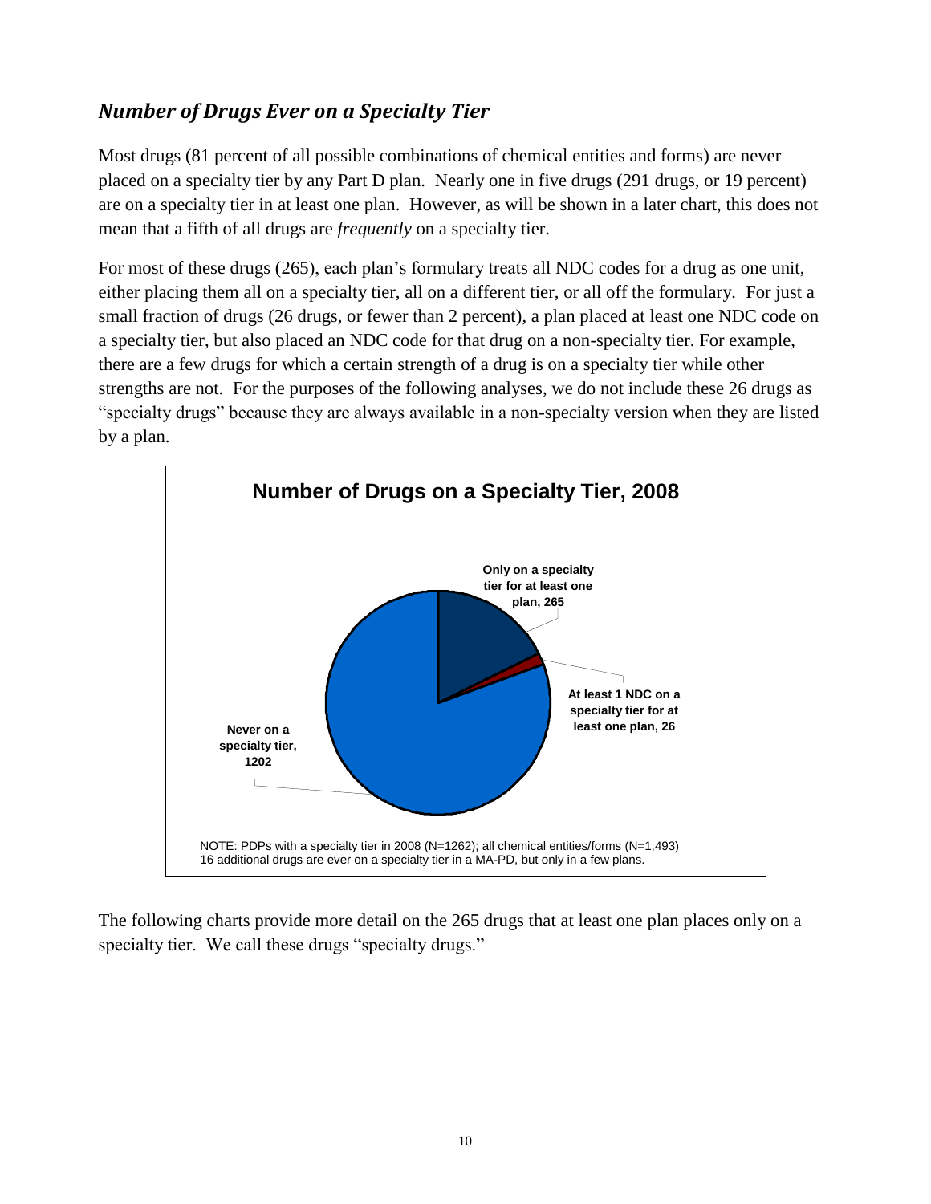## *Number of Drugs Ever on a Specialty Tier*

Most drugs (81 percent of all possible combinations of chemical entities and forms) are never placed on a specialty tier by any Part D plan. Nearly one in five drugs (291 drugs, or 19 percent) are on a specialty tier in at least one plan. However, as will be shown in a later chart, this does not mean that a fifth of all drugs are *frequently* on a specialty tier.

For most of these drugs (265), each plan's formulary treats all NDC codes for a drug as one unit, either placing them all on a specialty tier, all on a different tier, or all off the formulary. For just a small fraction of drugs (26 drugs, or fewer than 2 percent), a plan placed at least one NDC code on a specialty tier, but also placed an NDC code for that drug on a non-specialty tier. For example, there are a few drugs for which a certain strength of a drug is on a specialty tier while other strengths are not. For the purposes of the following analyses, we do not include these 26 drugs as "specialty drugs" because they are always available in a non-specialty version when they are listed by a plan.

**Number of Drugs on a Specialty Tier, 2008**

| Category | Number of drugs |
|---|---|
| Only on a specialty tier for at least one plan | 265 |
| At least 1 NDC on a specialty tier for at least one plan | 26 |
| Never on a specialty tier | 1202 |

NOTE: PDPs with a specialty tier in 2008 (N=1262); all chemical entities/forms (N=1,493)
16 additional drugs are ever on a specialty tier in a MA-PD, but only in a few plans.

The following charts provide more detail on the 265 drugs that at least one plan places only on a specialty tier. We call these drugs "specialty drugs."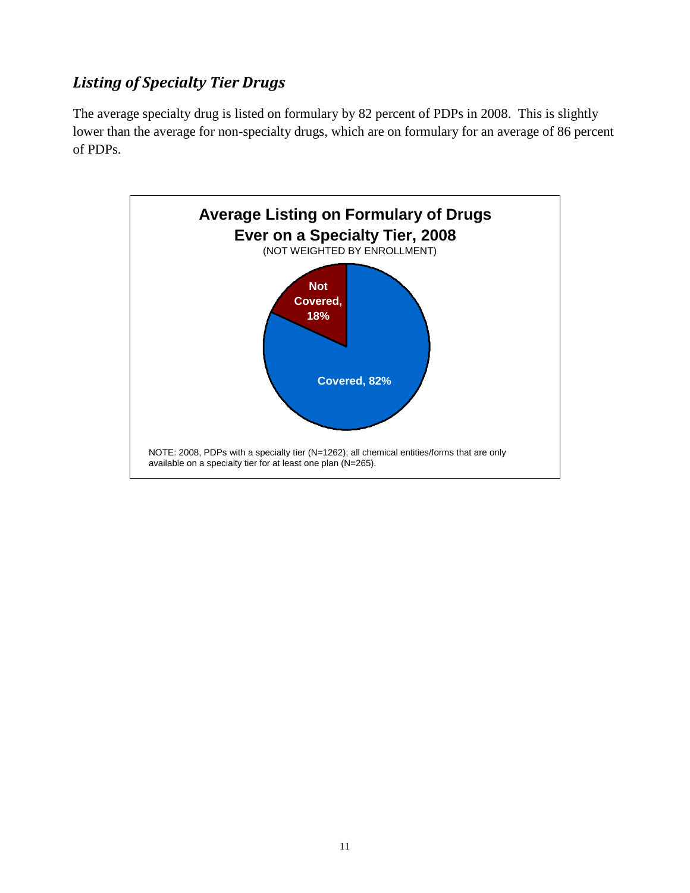## *Listing of Specialty Tier Drugs*

The average specialty drug is listed on formulary by 82 percent of PDPs in 2008. This is slightly lower than the average for non-specialty drugs, which are on formulary for an average of 86 percent of PDPs.

**Average Listing on Formulary of Drugs Ever on a Specialty Tier, 2008**
(NOT WEIGHTED BY ENROLLMENT)

| Status | Percent |
|---|---|
| Covered | 82% |
| Not Covered | 18% |

NOTE: 2008, PDPs with a specialty tier (N=1262); all chemical entities/forms that are only available on a specialty tier for at least one plan (N=265).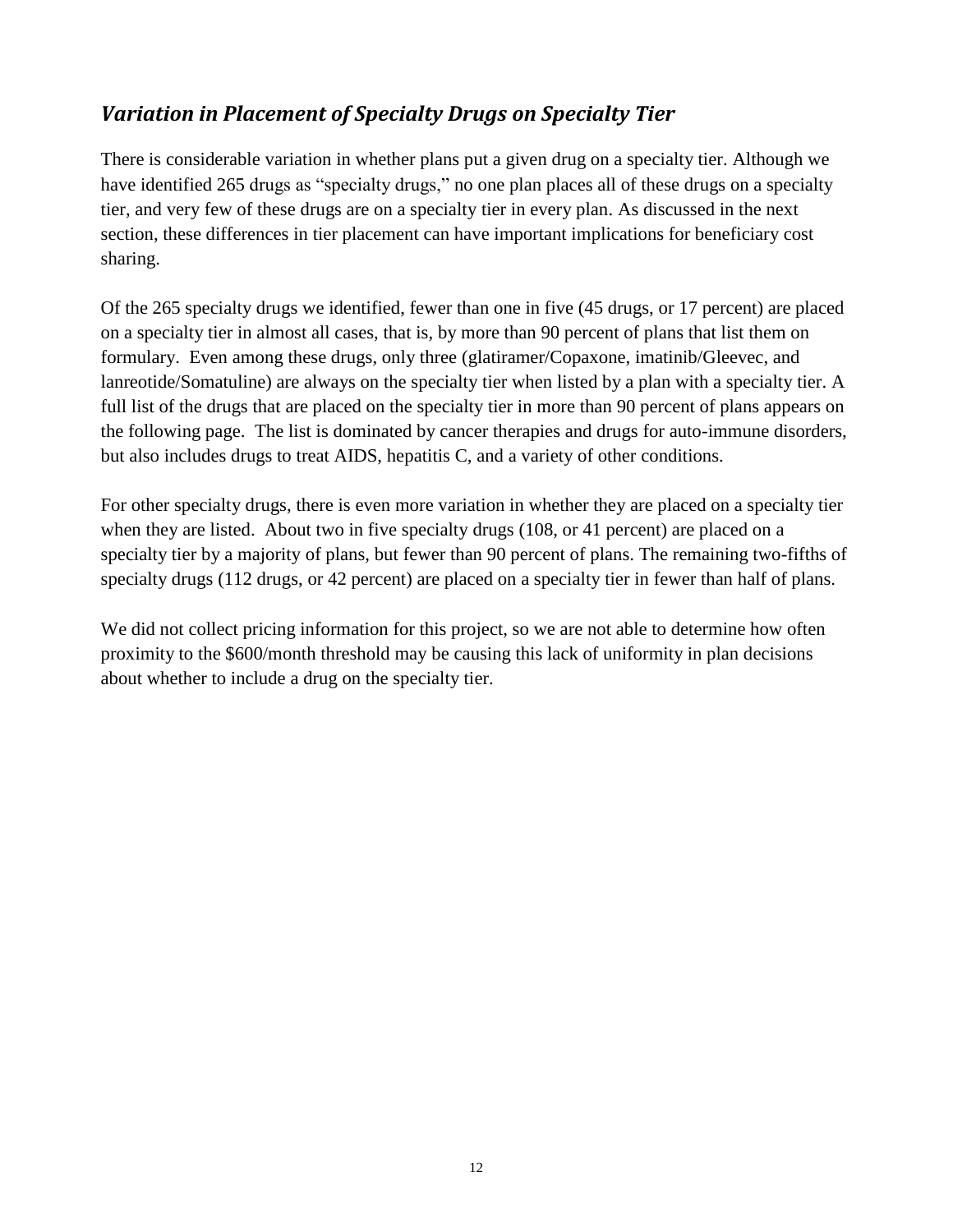## *Variation in Placement of Specialty Drugs on Specialty Tier*

There is considerable variation in whether plans put a given drug on a specialty tier. Although we have identified 265 drugs as "specialty drugs," no one plan places all of these drugs on a specialty tier, and very few of these drugs are on a specialty tier in every plan. As discussed in the next section, these differences in tier placement can have important implications for beneficiary cost sharing.

Of the 265 specialty drugs we identified, fewer than one in five (45 drugs, or 17 percent) are placed on a specialty tier in almost all cases, that is, by more than 90 percent of plans that list them on formulary. Even among these drugs, only three (glatiramer/Copaxone, imatinib/Gleevec, and lanreotide/Somatuline) are always on the specialty tier when listed by a plan with a specialty tier. A full list of the drugs that are placed on the specialty tier in more than 90 percent of plans appears on the following page. The list is dominated by cancer therapies and drugs for auto-immune disorders, but also includes drugs to treat AIDS, hepatitis C, and a variety of other conditions.

For other specialty drugs, there is even more variation in whether they are placed on a specialty tier when they are listed. About two in five specialty drugs (108, or 41 percent) are placed on a specialty tier by a majority of plans, but fewer than 90 percent of plans. The remaining two-fifths of specialty drugs (112 drugs, or 42 percent) are placed on a specialty tier in fewer than half of plans.

We did not collect pricing information for this project, so we are not able to determine how often proximity to the $600/month threshold may be causing this lack of uniformity in plan decisions about whether to include a drug on the specialty tier.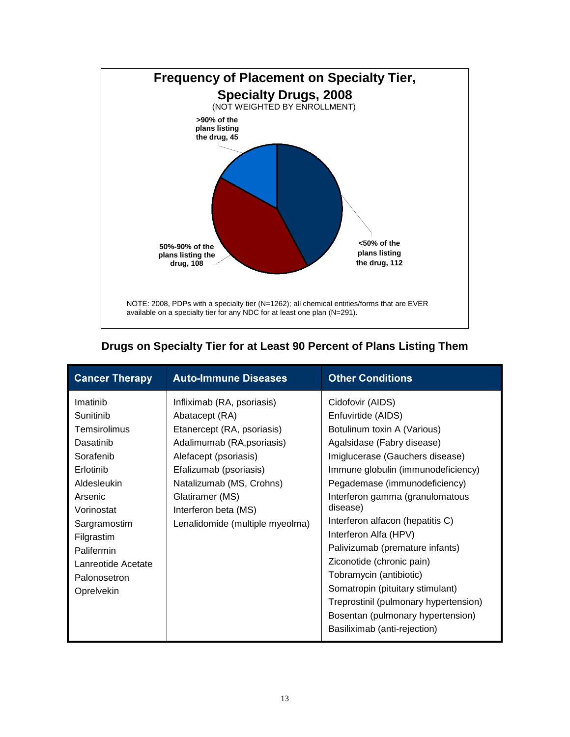**Frequency of Placement on Specialty Tier, Specialty Drugs, 2008**

(NOT WEIGHTED BY ENROLLMENT)

>90% of the plans listing the drug, 45

50%-90% of the plans listing the drug, 108

<50% of the plans listing the drug, 112

NOTE: 2008, PDPs with a specialty tier (N=1262); all chemical entities/forms that are EVER available on a specialty tier for any NDC for at least one plan (N=291).

## Drugs on Specialty Tier for at Least 90 Percent of Plans Listing Them

| Cancer Therapy | Auto-Immune Diseases | Other Conditions |
|---|---|---|
| Imatinib | Infliximab (RA, psoriasis) | Cidofovir (AIDS) |
| Sunitinib | Abatacept (RA) | Enfuvirtide (AIDS) |
| Temsirolimus | Etanercept (RA, psoriasis) | Botulinum toxin A (Various) |
| Dasatinib | Adalimumab (RA,psoriasis) | Agalsidase (Fabry disease) |
| Sorafenib | Alefacept (psoriasis) | Imiglucerase (Gauchers disease) |
| Erlotinib | Efalizumab (psoriasis) | Immune globulin (immunodeficiency) |
| Aldesleukin | Natalizumab (MS, Crohns) | Pegademase (immunodeficiency) |
| Arsenic | Glatiramer (MS) | Interferon gamma (granulomatous disease) |
| Vorinostat | Interferon beta (MS) | Interferon alfacon (hepatitis C) |
| Sargramostim | Lenalidomide (multiple myeolma) | Interferon Alfa (HPV) |
| Filgrastim | | Palivizumab (premature infants) |
| Palifermin | | Ziconotide (chronic pain) |
| Lanreotide Acetate | | Tobramycin (antibiotic) |
| Palonosetron | | Somatropin (pituitary stimulant) |
| Oprelvekin | | Treprostinil (pulmonary hypertension) |
| | | Bosentan (pulmonary hypertension) |
| | | Basiliximab (anti-rejection) |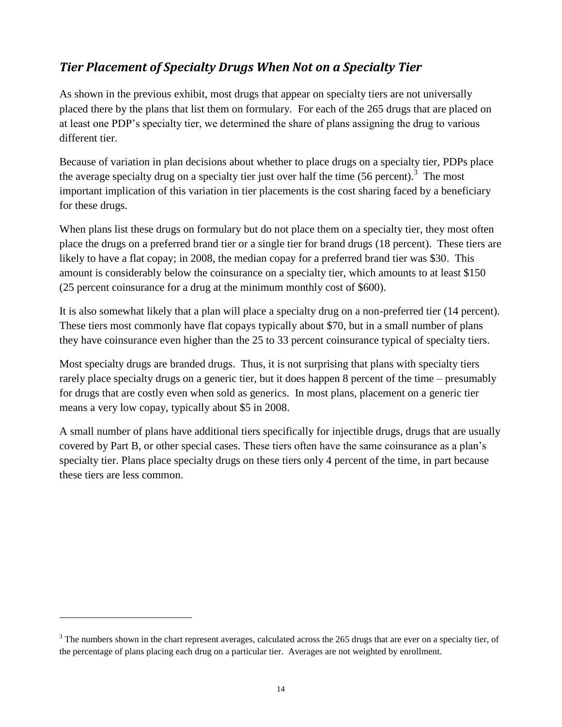## *Tier Placement of Specialty Drugs When Not on a Specialty Tier*

As shown in the previous exhibit, most drugs that appear on specialty tiers are not universally placed there by the plans that list them on formulary. For each of the 265 drugs that are placed on at least one PDP's specialty tier, we determined the share of plans assigning the drug to various different tier.

Because of variation in plan decisions about whether to place drugs on a specialty tier, PDPs place the average specialty drug on a specialty tier just over half the time (56 percent).[3] The most important implication of this variation in tier placements is the cost sharing faced by a beneficiary for these drugs.

When plans list these drugs on formulary but do not place them on a specialty tier, they most often place the drugs on a preferred brand tier or a single tier for brand drugs (18 percent). These tiers are likely to have a flat copay; in 2008, the median copay for a preferred brand tier was $30. This amount is considerably below the coinsurance on a specialty tier, which amounts to at least $150 (25 percent coinsurance for a drug at the minimum monthly cost of $600).

It is also somewhat likely that a plan will place a specialty drug on a non-preferred tier (14 percent). These tiers most commonly have flat copays typically about $70, but in a small number of plans they have coinsurance even higher than the 25 to 33 percent coinsurance typical of specialty tiers.

Most specialty drugs are branded drugs. Thus, it is not surprising that plans with specialty tiers rarely place specialty drugs on a generic tier, but it does happen 8 percent of the time – presumably for drugs that are costly even when sold as generics. In most plans, placement on a generic tier means a very low copay, typically about $5 in 2008.

A small number of plans have additional tiers specifically for injectible drugs, drugs that are usually covered by Part B, or other special cases. These tiers often have the same coinsurance as a plan's specialty tier. Plans place specialty drugs on these tiers only 4 percent of the time, in part because these tiers are less common.

---

[3] The numbers shown in the chart represent averages, calculated across the 265 drugs that are ever on a specialty tier, of the percentage of plans placing each drug on a particular tier. Averages are not weighted by enrollment.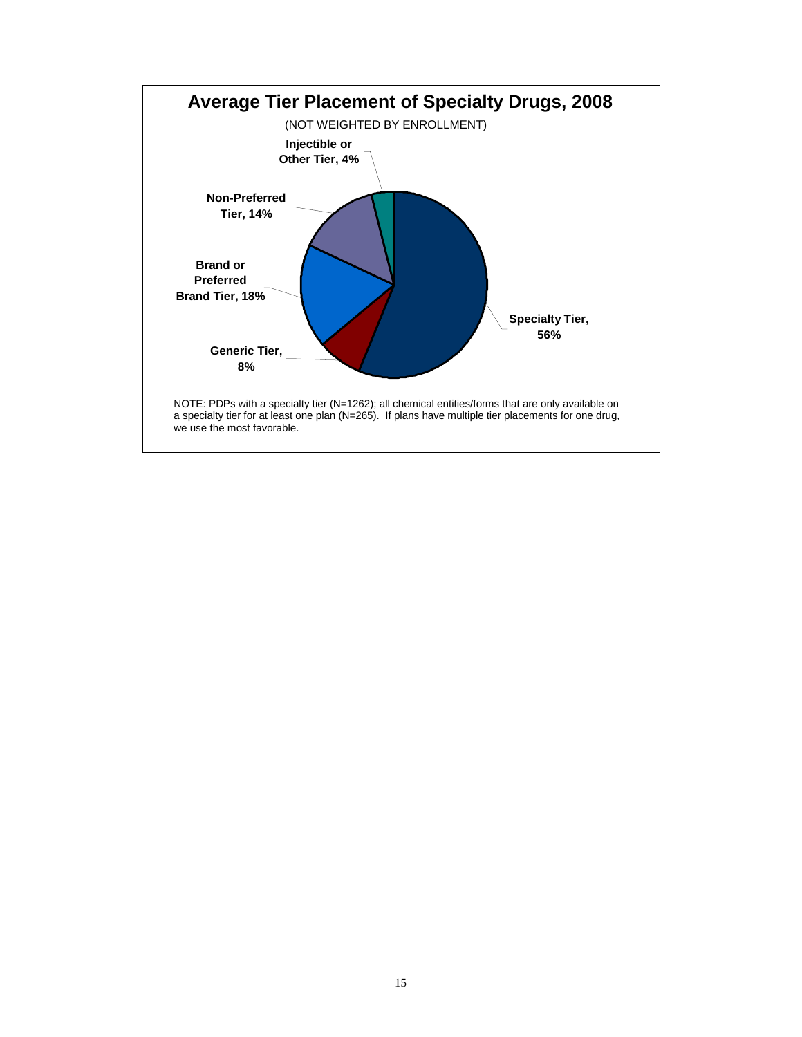## Average Tier Placement of Specialty Drugs, 2008

(NOT WEIGHTED BY ENROLLMENT)

- Specialty Tier, 56%
- Generic Tier, 8%
- Brand or Preferred Brand Tier, 18%
- Non-Preferred Tier, 14%
- Injectible or Other Tier, 4%

NOTE: PDPs with a specialty tier (N=1262); all chemical entities/forms that are only available on a specialty tier for at least one plan (N=265). If plans have multiple tier placements for one drug, we use the most favorable.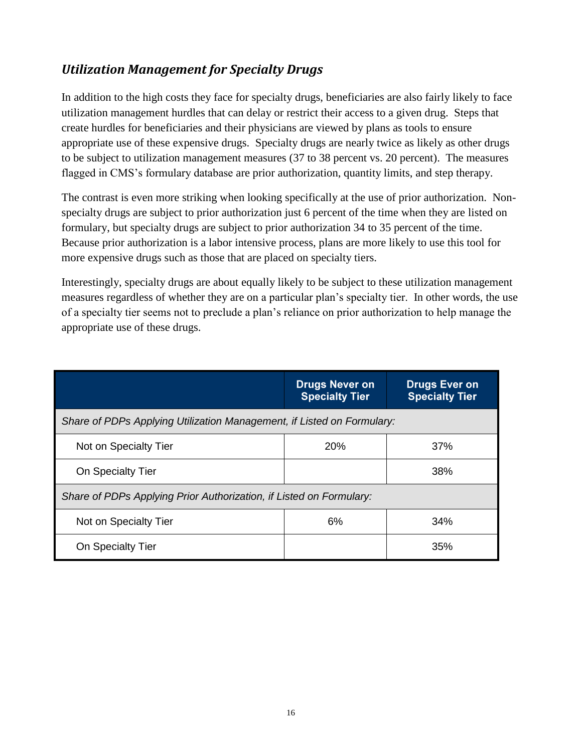## *Utilization Management for Specialty Drugs*

In addition to the high costs they face for specialty drugs, beneficiaries are also fairly likely to face utilization management hurdles that can delay or restrict their access to a given drug. Steps that create hurdles for beneficiaries and their physicians are viewed by plans as tools to ensure appropriate use of these expensive drugs. Specialty drugs are nearly twice as likely as other drugs to be subject to utilization management measures (37 to 38 percent vs. 20 percent). The measures flagged in CMS's formulary database are prior authorization, quantity limits, and step therapy.

The contrast is even more striking when looking specifically at the use of prior authorization. Non-specialty drugs are subject to prior authorization just 6 percent of the time when they are listed on formulary, but specialty drugs are subject to prior authorization 34 to 35 percent of the time. Because prior authorization is a labor intensive process, plans are more likely to use this tool for more expensive drugs such as those that are placed on specialty tiers.

Interestingly, specialty drugs are about equally likely to be subject to these utilization management measures regardless of whether they are on a particular plan's specialty tier. In other words, the use of a specialty tier seems not to preclude a plan's reliance on prior authorization to help manage the appropriate use of these drugs.

| | Drugs Never on Specialty Tier | Drugs Ever on Specialty Tier |
|---|---|---|
| *Share of PDPs Applying Utilization Management, if Listed on Formulary:* | | |
| Not on Specialty Tier | 20% | 37% |
| On Specialty Tier | | 38% |
| *Share of PDPs Applying Prior Authorization, if Listed on Formulary:* | | |
| Not on Specialty Tier | 6% | 34% |
| On Specialty Tier | | 35% |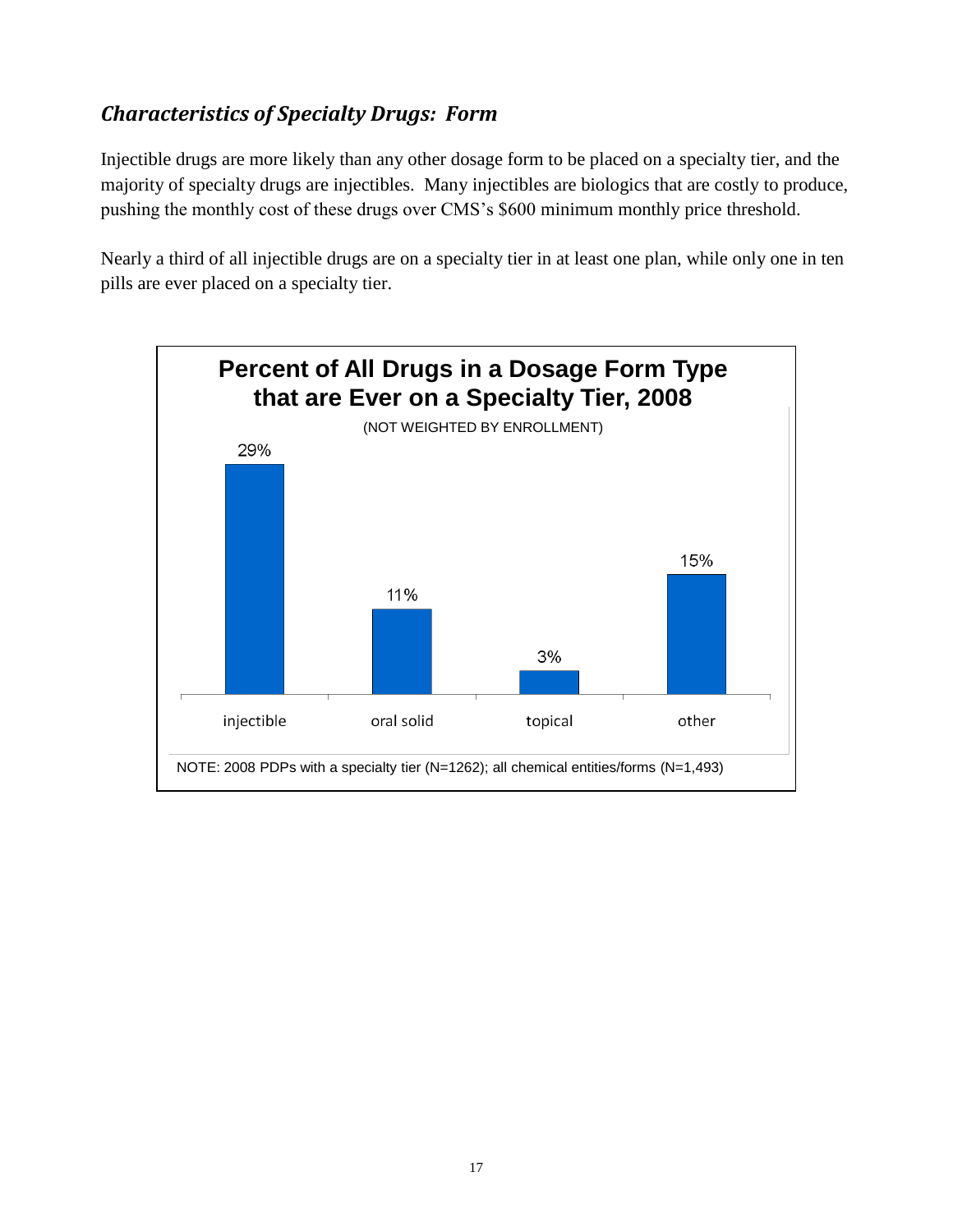### *Characteristics of Specialty Drugs: Form*

Injectible drugs are more likely than any other dosage form to be placed on a specialty tier, and the majority of specialty drugs are injectibles. Many injectibles are biologics that are costly to produce, pushing the monthly cost of these drugs over CMS's $600 minimum monthly price threshold.

Nearly a third of all injectible drugs are on a specialty tier in at least one plan, while only one in ten pills are ever placed on a specialty tier.

**Percent of All Drugs in a Dosage Form Type that are Ever on a Specialty Tier, 2008**

(NOT WEIGHTED BY ENROLLMENT)

| Dosage form | Percent |
|---|---|
| injectible | 29% |
| oral solid | 11% |
| topical | 3% |
| other | 15% |

NOTE: 2008 PDPs with a specialty tier (N=1262); all chemical entities/forms (N=1,493)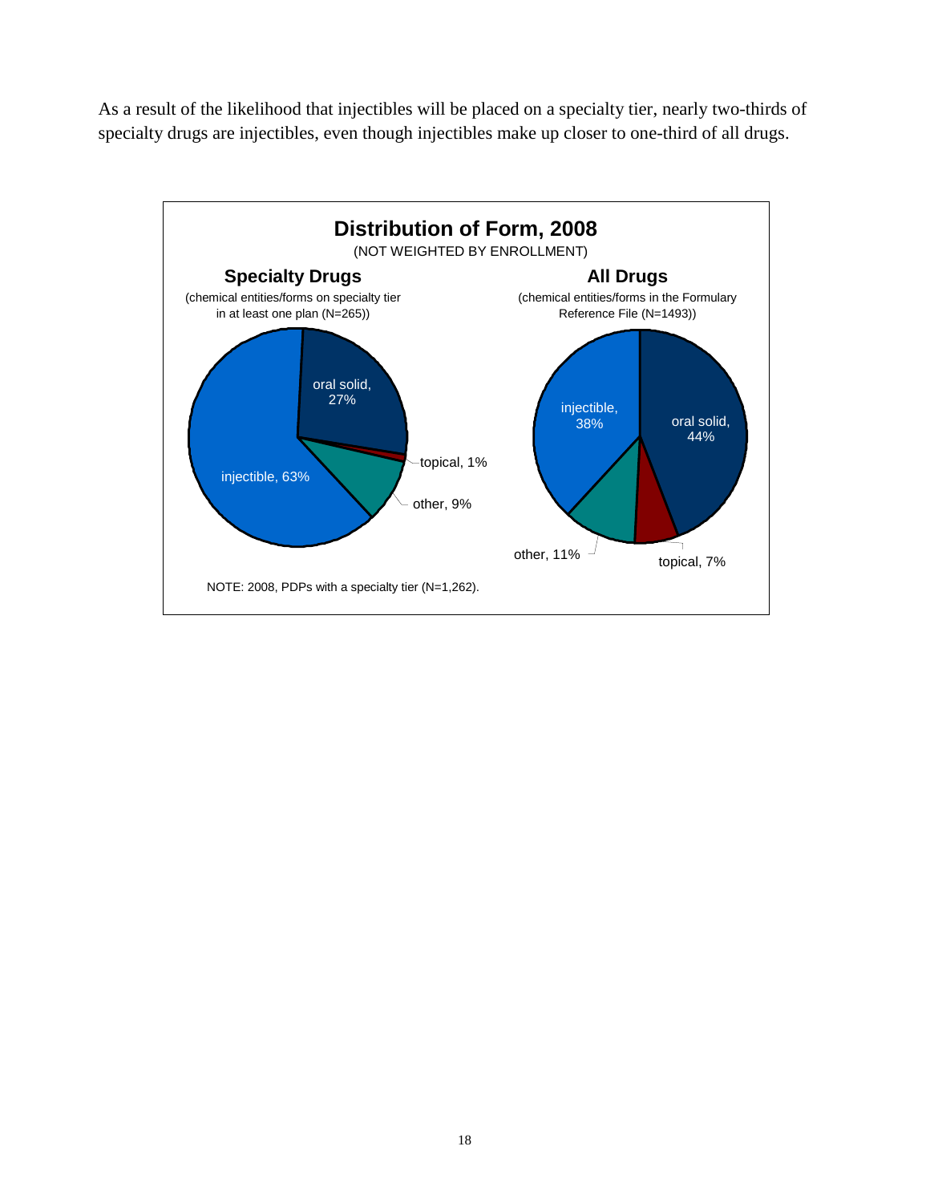As a result of the likelihood that injectibles will be placed on a specialty tier, nearly two-thirds of specialty drugs are injectibles, even though injectibles make up closer to one-third of all drugs.

**Distribution of Form, 2008**

(NOT WEIGHTED BY ENROLLMENT)

**Specialty Drugs**

(chemical entities/forms on specialty tier in at least one plan (N=265))

- injectible, 63%
- oral solid, 27%
- topical, 1%
- other, 9%

**All Drugs**

(chemical entities/forms in the Formulary Reference File (N=1493))

- injectible, 38%
- oral solid, 44%
- topical, 7%
- other, 11%

NOTE: 2008, PDPs with a specialty tier (N=1,262).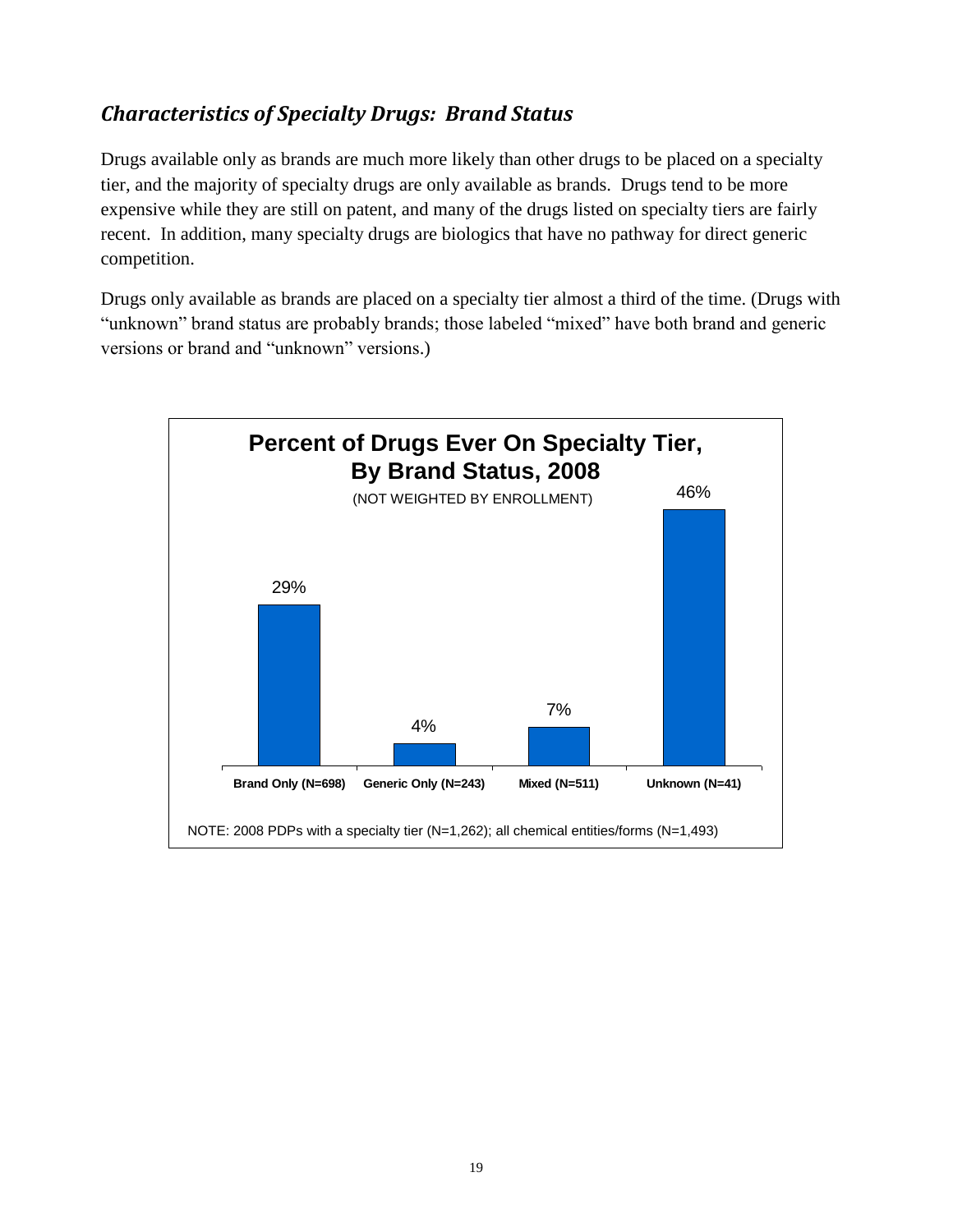## *Characteristics of Specialty Drugs: Brand Status*

Drugs available only as brands are much more likely than other drugs to be placed on a specialty tier, and the majority of specialty drugs are only available as brands. Drugs tend to be more expensive while they are still on patent, and many of the drugs listed on specialty tiers are fairly recent. In addition, many specialty drugs are biologics that have no pathway for direct generic competition.

Drugs only available as brands are placed on a specialty tier almost a third of the time. (Drugs with "unknown" brand status are probably brands; those labeled "mixed" have both brand and generic versions or brand and "unknown" versions.)

**Percent of Drugs Ever On Specialty Tier, By Brand Status, 2008**

(NOT WEIGHTED BY ENROLLMENT)

| Brand Status | Percent |
|---|---|
| Brand Only (N=698) | 29% |
| Generic Only (N=243) | 4% |
| Mixed (N=511) | 7% |
| Unknown (N=41) | 46% |

NOTE: 2008 PDPs with a specialty tier (N=1,262); all chemical entities/forms (N=1,493)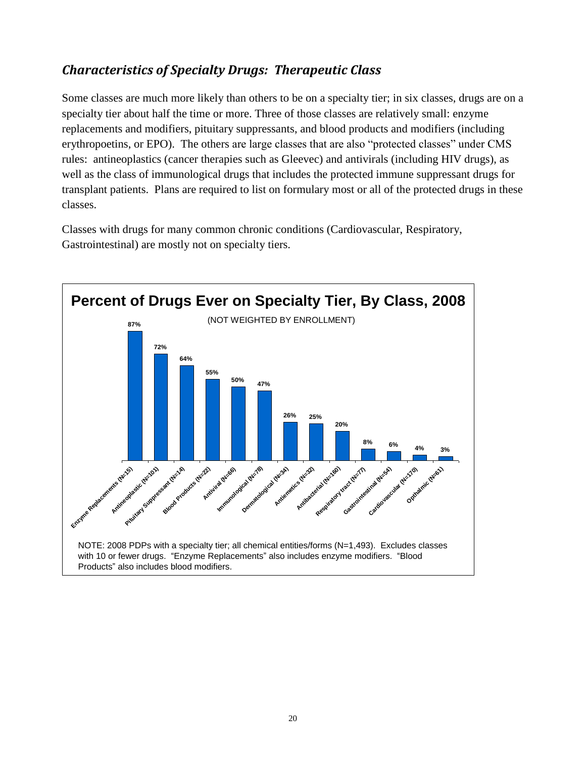## *Characteristics of Specialty Drugs: Therapeutic Class*

Some classes are much more likely than others to be on a specialty tier; in six classes, drugs are on a specialty tier about half the time or more. Three of those classes are relatively small: enzyme replacements and modifiers, pituitary suppressants, and blood products and modifiers (including erythropoetins, or EPO). The others are large classes that are also "protected classes" under CMS rules: antineoplastics (cancer therapies such as Gleevec) and antivirals (including HIV drugs), as well as the class of immunological drugs that includes the protected immune suppressant drugs for transplant patients. Plans are required to list on formulary most or all of the protected drugs in these classes.

Classes with drugs for many common chronic conditions (Cardiovascular, Respiratory, Gastrointestinal) are mostly not on specialty tiers.

**Percent of Drugs Ever on Specialty Tier, By Class, 2008**

(NOT WEIGHTED BY ENROLLMENT)

| Class | Percent |
|---|---|
| Enzyme Replacements (N=15) | 87% |
| Antineoplastic (N=101) | 72% |
| Pituitary Suppressant (N=14) | 64% |
| Blood Products (N=22) | 55% |
| Antiviral (N=66) | 50% |
| Immunological (N=78) | 47% |
| Dermatological (N=34) | 26% |
| Antiemetics (N=32) | 25% |
| Antibacterial (N=160) | 20% |
| Respiratory tract (N=77) | 8% |
| Gastrointestinal (N=54) | 6% |
| Cardiovascular (N=170) | 4% |
| Opthalmic (N=61) | 3% |

NOTE: 2008 PDPs with a specialty tier; all chemical entities/forms (N=1,493). Excludes classes with 10 or fewer drugs. "Enzyme Replacements" also includes enzyme modifiers. "Blood Products" also includes blood modifiers.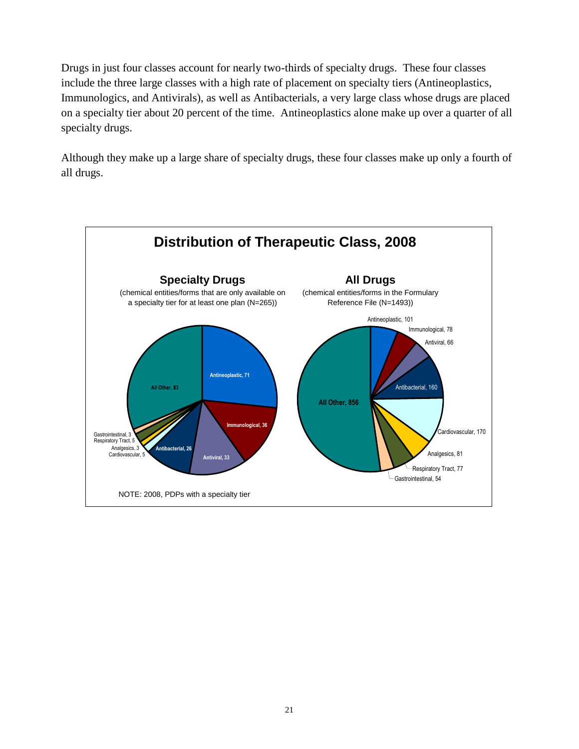Drugs in just four classes account for nearly two-thirds of specialty drugs. These four classes include the three large classes with a high rate of placement on specialty tiers (Antineoplastics, Immunologics, and Antivirals), as well as Antibacterials, a very large class whose drugs are placed on a specialty tier about 20 percent of the time. Antineoplastics alone make up over a quarter of all specialty drugs.

Although they make up a large share of specialty drugs, these four classes make up only a fourth of all drugs.

**Distribution of Therapeutic Class, 2008**

**Specialty Drugs**

(chemical entities/forms that are only available on a specialty tier for at least one plan (N=265))

Antineoplastic, 71
Immunological, 36
Antiviral, 33
Antibacterial, 26
Cardiovascular, 5
Analgesics, 3
Respiratory Tract, 5
Gastrointestinal, 3
All Other, 83

**All Drugs**

(chemical entities/forms in the Formulary Reference File (N=1493))

Antineoplastic, 101
Immunological, 78
Antiviral, 66
Antibacterial, 160
Cardiovascular, 170
Analgesics, 81
Respiratory Tract, 77
Gastrointestinal, 54
All Other, 856

NOTE: 2008, PDPs with a specialty tier